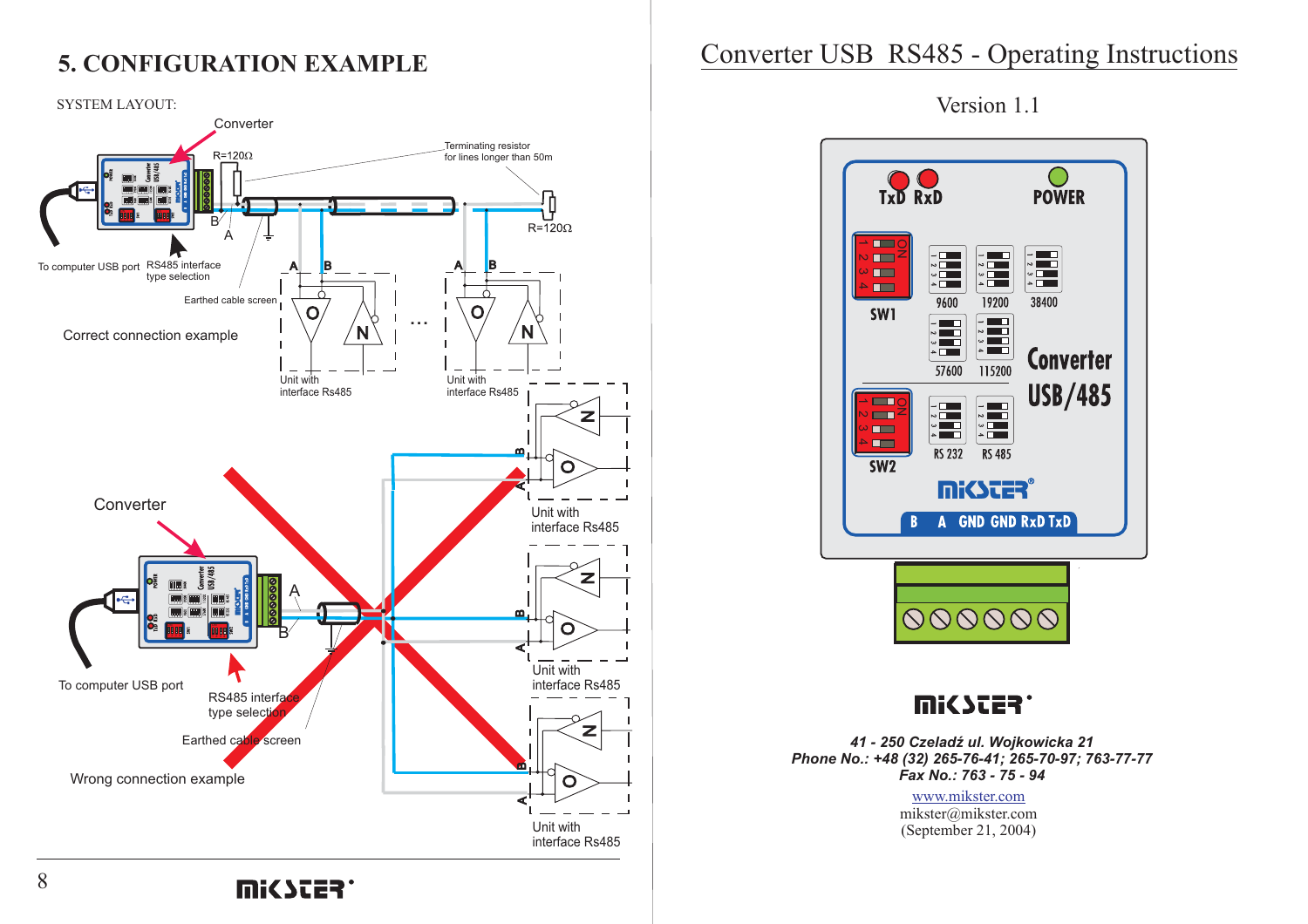# 5. CONFIGURATION EXAMPLE

SYSTEM LAYOUT:

Converter

R=120Ω

Terminating resistor
for lines longer than 50m

R=120Ω

B
A

To computer USB port

RS485 interface
type selection

Earthed cable screen

A B

A B

Correct connection example

Unit with
interface Rs485

Unit with
interface Rs485

Converter

A
B

To computer USB port

RS485 interface
type selection

Earthed cable screen

Wrong connection example

Unit with
interface Rs485

Unit with
interface Rs485

Unit with
interface Rs485

# Converter USB RS485 - Operating Instructions

Version 1.1

TxD RxD POWER

SW1

9600 19200 38400

57600 115200

Converter
USB/485

SW2

RS 232 RS 485

MIKSTER®

B A GND GND RxD TxD

MIKSTER®

*41 - 250 Czeladź ul. Wojkowicka 21*
*Phone No.: +48 (32) 265-76-41; 265-70-97; 763-77-77*
*Fax No.: 763 - 75 - 94*

www.mikster.com
mikster@mikster.com
(September 21, 2004)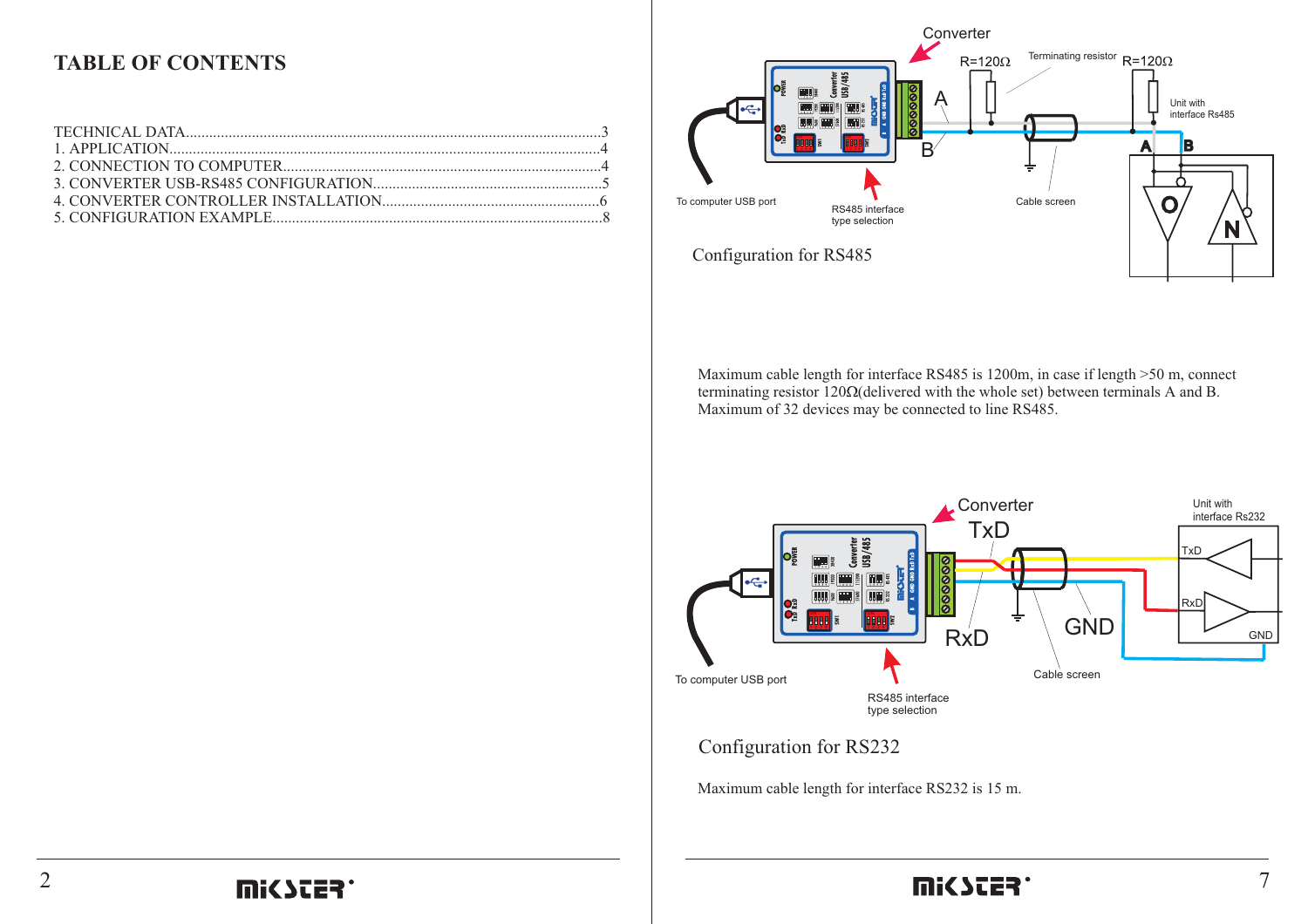# TABLE OF CONTENTS

TECHNICAL DATA..........................................................................................................3
1. APPLICATION..............................................................................................................4
2. CONNECTION TO COMPUTER.................................................................................4
3. CONVERTER USB-RS485 CONFIGURATION...........................................................5
4. CONVERTER CONTROLLER INSTALLATION........................................................6
5. CONFIGURATION EXAMPLE....................................................................................8

Converter

R=120Ω

Terminating resistor

R=120Ω

Unit with interface Rs485

A

B

To computer USB port

RS485 interface type selection

Cable screen

Configuration for RS485

Maximum cable length for interface RS485 is 1200m, in case if length >50 m, connect terminating resistor 120Ω(delivered with the whole set) between terminals A and B. Maximum of 32 devices may be connected to line RS485.

Converter

TxD

Unit with interface Rs232

RxD

GND

To computer USB port

Cable screen

RS485 interface type selection

Configuration for RS232

Maximum cable length for interface RS232 is 15 m.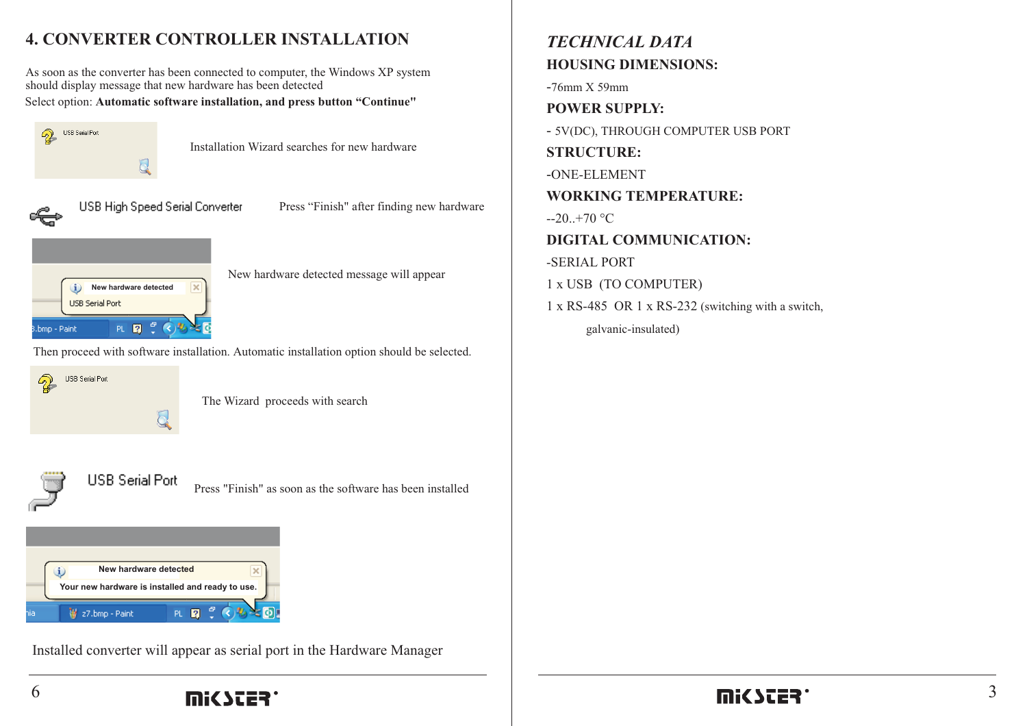## 4. CONVERTER CONTROLLER INSTALLATION

As soon as the converter has been connected to computer, the Windows XP system should display message that new hardware has been detected

Select option: **Automatic software installation, and press button "Continue"**

Installation Wizard searches for new hardware

Press "Finish" after finding new hardware

New hardware detected message will appear

Then proceed with software installation. Automatic installation option should be selected.

The Wizard proceeds with search

Press "Finish" as soon as the software has been installed

Installed converter will appear as serial port in the Hardware Manager

## *TECHNICAL DATA*

**HOUSING DIMENSIONS:**

-76mm X 59mm

**POWER SUPPLY:**

- 5V(DC), THROUGH COMPUTER USB PORT

**STRUCTURE:**

-ONE-ELEMENT

**WORKING TEMPERATURE:**

--20..+70 °C

**DIGITAL COMMUNICATION:**

-SERIAL PORT

1 x USB (TO COMPUTER)

1 x RS-485 OR 1 x RS-232 (switching with a switch, galvanic-insulated)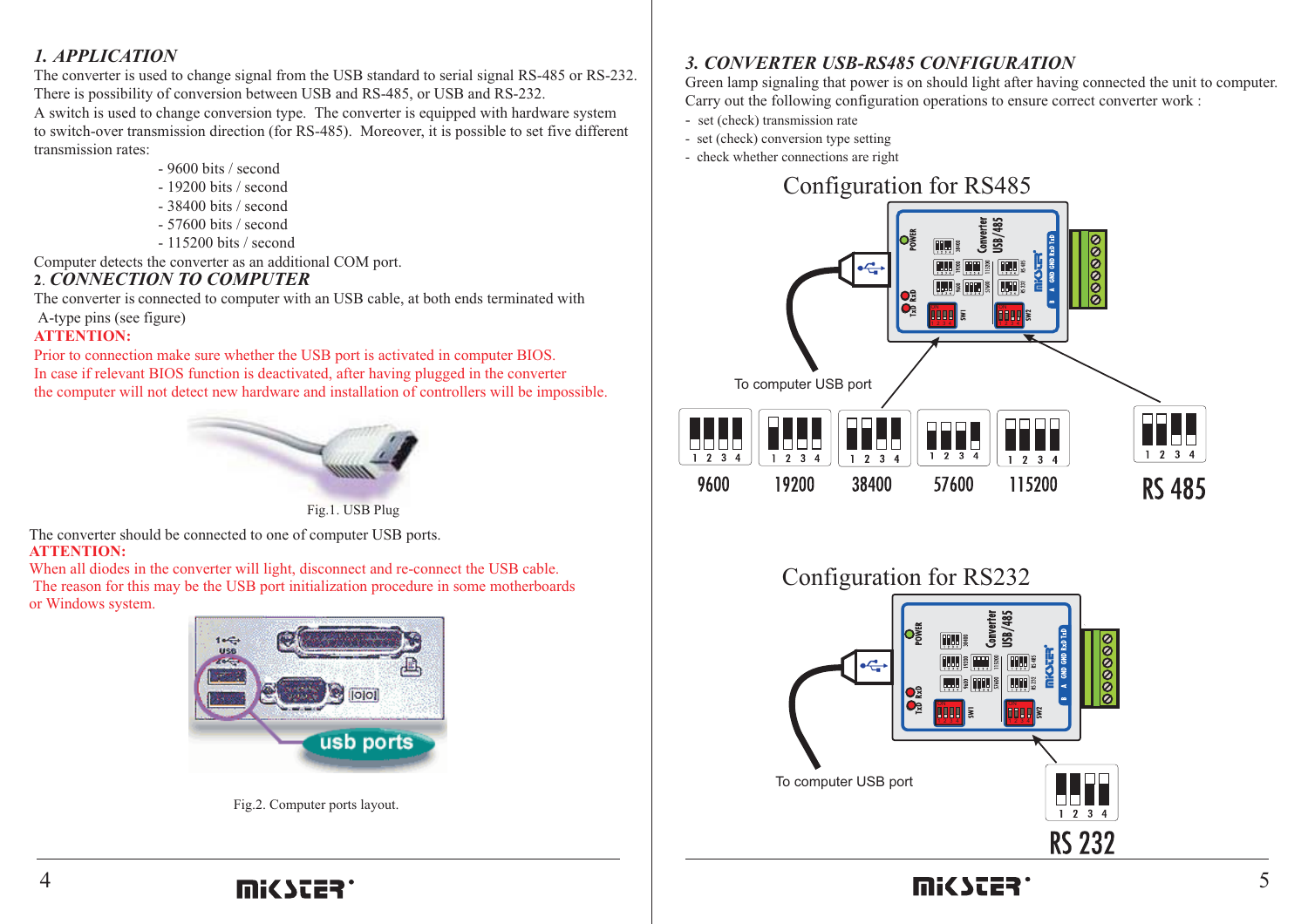## 1. APPLICATION

The converter is used to change signal from the USB standard to serial signal RS-485 or RS-232. There is possibility of conversion between USB and RS-485, or USB and RS-232.

A switch is used to change conversion type. The converter is equipped with hardware system to switch-over transmission direction (for RS-485). Moreover, it is possible to set five different transmission rates:

- 9600 bits / second
- 19200 bits / second
- 38400 bits / second
- 57600 bits / second
- 115200 bits / second

Computer detects the converter as an additional COM port.

## 2. CONNECTION TO COMPUTER

The converter is connected to computer with an USB cable, at both ends terminated with A-type pins (see figure)

**ATTENTION:**

Prior to connection make sure whether the USB port is activated in computer BIOS. In case if relevant BIOS function is deactivated, after having plugged in the converter the computer will not detect new hardware and installation of controllers will be impossible.

Fig.1. USB Plug

The converter should be connected to one of computer USB ports.

**ATTENTION:**

When all diodes in the converter will light, disconnect and re-connect the USB cable. The reason for this may be the USB port initialization procedure in some motherboards or Windows system.

Fig.2. Computer ports layout.

## 3. CONVERTER USB-RS485 CONFIGURATION

Green lamp signaling that power is on should light after having connected the unit to computer. Carry out the following configuration operations to ensure correct converter work :

- set (check) transmission rate
- set (check) conversion type setting
- check whether connections are right

### Configuration for RS485

To computer USB port

9600 19200 38400 57600 115200 RS 485

### Configuration for RS232

To computer USB port

RS 232